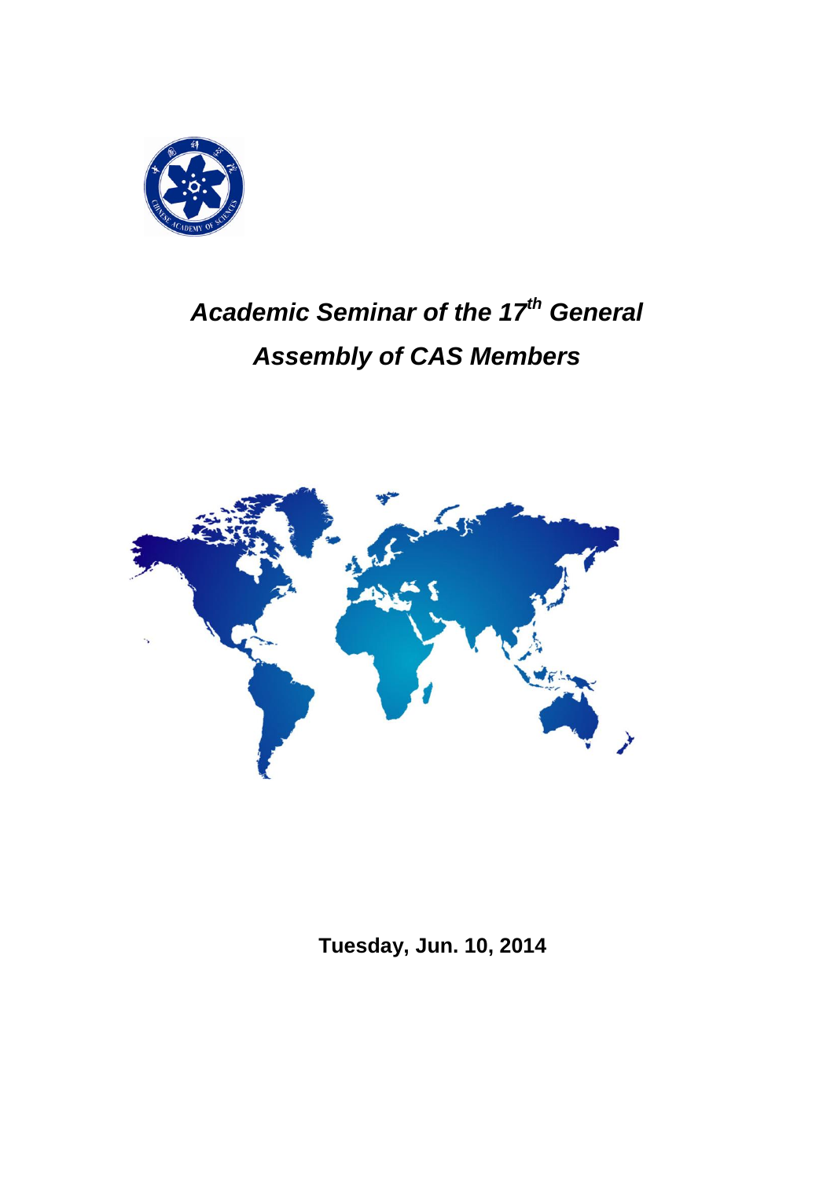# *Academic Seminar of the 17th General Assembly of CAS Members*

**Tuesday, Jun. 10, 2014**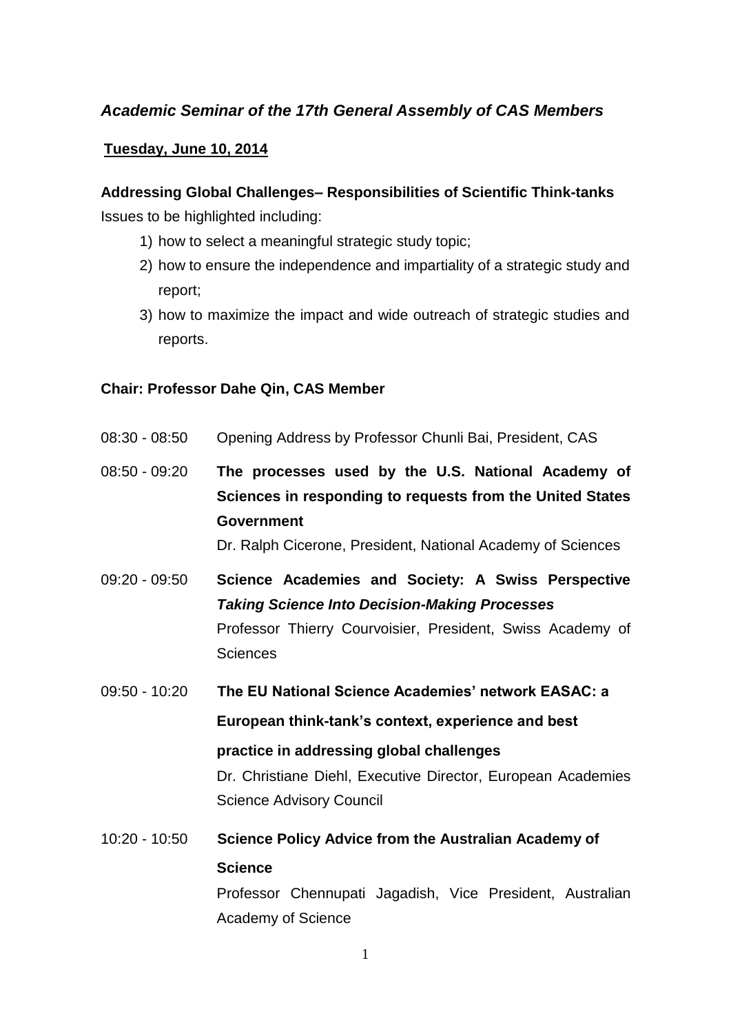## *Academic Seminar of the 17th General Assembly of CAS Members*

**Tuesday, June 10, 2014**

**Addressing Global Challenges– Responsibilities of Scientific Think-tanks**

Issues to be highlighted including:

1) how to select a meaningful strategic study topic;
2) how to ensure the independence and impartiality of a strategic study and report;
3) how to maximize the impact and wide outreach of strategic studies and reports.

**Chair: Professor Dahe Qin, CAS Member**

08:30 - 08:50 Opening Address by Professor Chunli Bai, President, CAS

08:50 - 09:20 **The processes used by the U.S. National Academy of Sciences in responding to requests from the United States Government**
Dr. Ralph Cicerone, President, National Academy of Sciences

09:20 - 09:50 **Science Academies and Society: A Swiss Perspective** ***Taking Science Into Decision-Making Processes***
Professor Thierry Courvoisier, President, Swiss Academy of Sciences

09:50 - 10:20 **The EU National Science Academies' network EASAC: a European think-tank's context, experience and best practice in addressing global challenges**
Dr. Christiane Diehl, Executive Director, European Academies Science Advisory Council

10:20 - 10:50 **Science Policy Advice from the Australian Academy of Science**
Professor Chennupati Jagadish, Vice President, Australian Academy of Science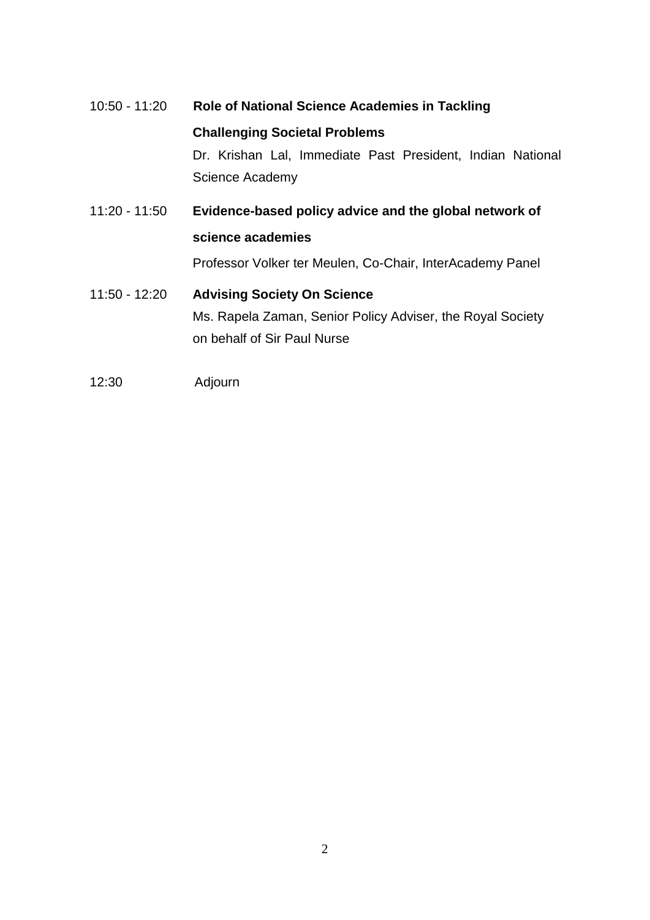10:50 - 11:20 **Role of National Science Academies in Tackling Challenging Societal Problems**
Dr. Krishan Lal, Immediate Past President, Indian National Science Academy

11:20 - 11:50 **Evidence-based policy advice and the global network of science academies**
Professor Volker ter Meulen, Co-Chair, InterAcademy Panel

11:50 - 12:20 **Advising Society On Science**
Ms. Rapela Zaman, Senior Policy Adviser, the Royal Society on behalf of Sir Paul Nurse

12:30 Adjourn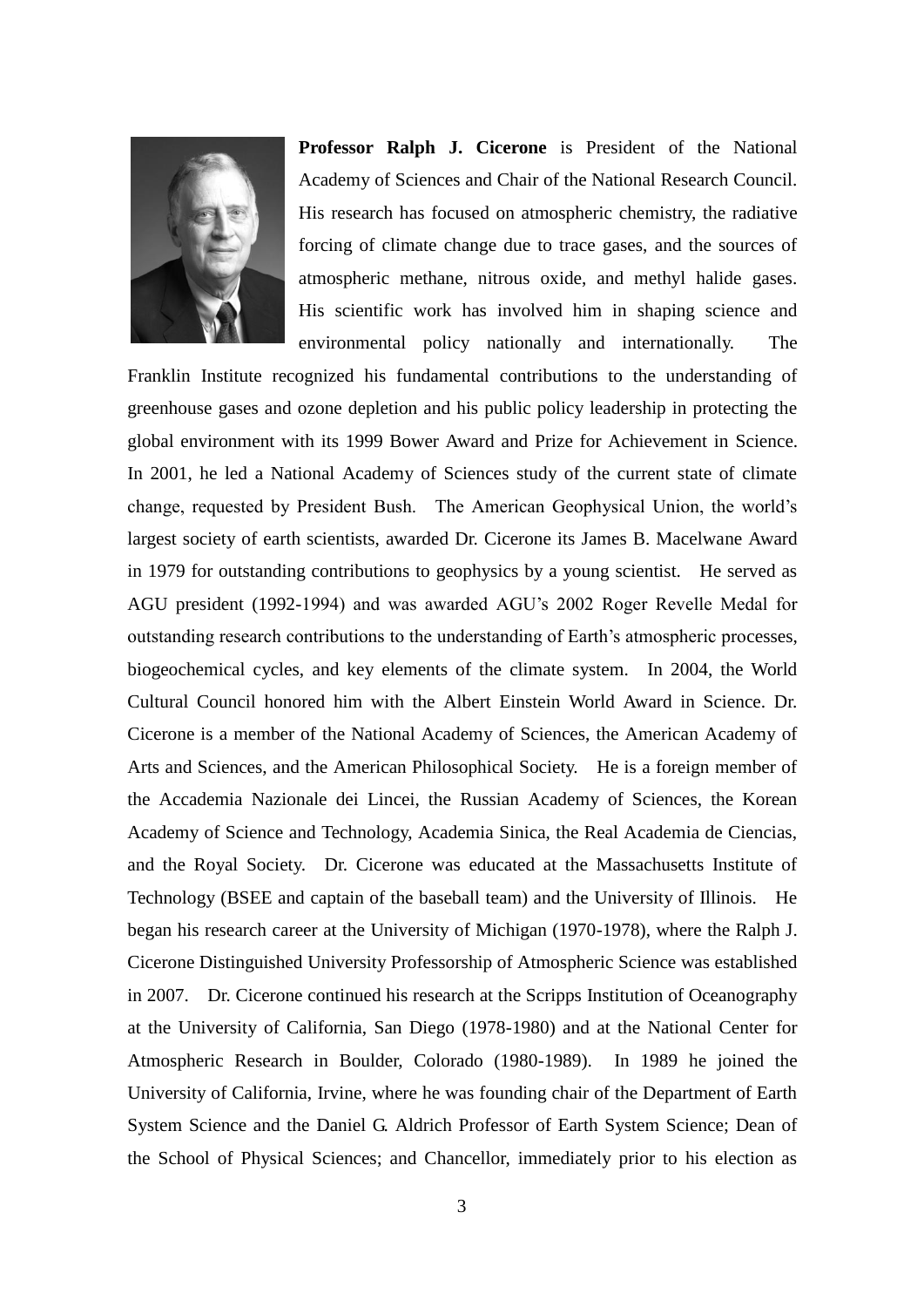**Professor Ralph J. Cicerone** is President of the National Academy of Sciences and Chair of the National Research Council. His research has focused on atmospheric chemistry, the radiative forcing of climate change due to trace gases, and the sources of atmospheric methane, nitrous oxide, and methyl halide gases. His scientific work has involved him in shaping science and environmental policy nationally and internationally. The Franklin Institute recognized his fundamental contributions to the understanding of greenhouse gases and ozone depletion and his public policy leadership in protecting the global environment with its 1999 Bower Award and Prize for Achievement in Science. In 2001, he led a National Academy of Sciences study of the current state of climate change, requested by President Bush. The American Geophysical Union, the world's largest society of earth scientists, awarded Dr. Cicerone its James B. Macelwane Award in 1979 for outstanding contributions to geophysics by a young scientist. He served as AGU president (1992-1994) and was awarded AGU's 2002 Roger Revelle Medal for outstanding research contributions to the understanding of Earth's atmospheric processes, biogeochemical cycles, and key elements of the climate system. In 2004, the World Cultural Council honored him with the Albert Einstein World Award in Science. Dr. Cicerone is a member of the National Academy of Sciences, the American Academy of Arts and Sciences, and the American Philosophical Society. He is a foreign member of the Accademia Nazionale dei Lincei, the Russian Academy of Sciences, the Korean Academy of Science and Technology, Academia Sinica, the Real Academia de Ciencias, and the Royal Society. Dr. Cicerone was educated at the Massachusetts Institute of Technology (BSEE and captain of the baseball team) and the University of Illinois. He began his research career at the University of Michigan (1970-1978), where the Ralph J. Cicerone Distinguished University Professorship of Atmospheric Science was established in 2007. Dr. Cicerone continued his research at the Scripps Institution of Oceanography at the University of California, San Diego (1978-1980) and at the National Center for Atmospheric Research in Boulder, Colorado (1980-1989). In 1989 he joined the University of California, Irvine, where he was founding chair of the Department of Earth System Science and the Daniel G. Aldrich Professor of Earth System Science; Dean of the School of Physical Sciences; and Chancellor, immediately prior to his election as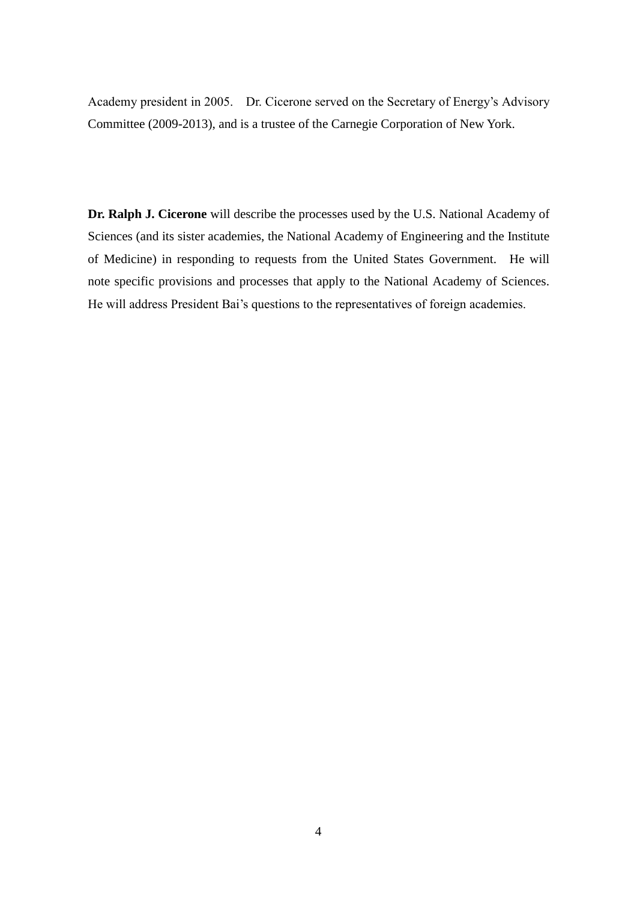Academy president in 2005. Dr. Cicerone served on the Secretary of Energy's Advisory Committee (2009-2013), and is a trustee of the Carnegie Corporation of New York.

**Dr. Ralph J. Cicerone** will describe the processes used by the U.S. National Academy of Sciences (and its sister academies, the National Academy of Engineering and the Institute of Medicine) in responding to requests from the United States Government. He will note specific provisions and processes that apply to the National Academy of Sciences. He will address President Bai's questions to the representatives of foreign academies.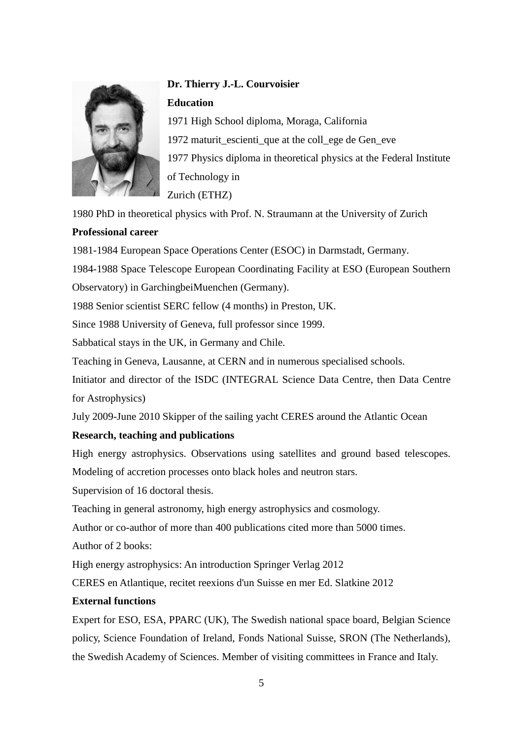**Dr. Thierry J.-L. Courvoisier**

**Education**

1971 High School diploma, Moraga, California

1972 maturit_escienti_que at the coll_ege de Gen_eve

1977 Physics diploma in theoretical physics at the Federal Institute of Technology in Zurich (ETHZ)

1980 PhD in theoretical physics with Prof. N. Straumann at the University of Zurich

**Professional career**

1981-1984 European Space Operations Center (ESOC) in Darmstadt, Germany.

1984-1988 Space Telescope European Coordinating Facility at ESO (European Southern Observatory) in GarchingbeiMuenchen (Germany).

1988 Senior scientist SERC fellow (4 months) in Preston, UK.

Since 1988 University of Geneva, full professor since 1999.

Sabbatical stays in the UK, in Germany and Chile.

Teaching in Geneva, Lausanne, at CERN and in numerous specialised schools.

Initiator and director of the ISDC (INTEGRAL Science Data Centre, then Data Centre for Astrophysics)

July 2009-June 2010 Skipper of the sailing yacht CERES around the Atlantic Ocean

**Research, teaching and publications**

High energy astrophysics. Observations using satellites and ground based telescopes. Modeling of accretion processes onto black holes and neutron stars.

Supervision of 16 doctoral thesis.

Teaching in general astronomy, high energy astrophysics and cosmology.

Author or co-author of more than 400 publications cited more than 5000 times.

Author of 2 books:

High energy astrophysics: An introduction Springer Verlag 2012

CERES en Atlantique, recitet reexions d'un Suisse en mer Ed. Slatkine 2012

**External functions**

Expert for ESO, ESA, PPARC (UK), The Swedish national space board, Belgian Science policy, Science Foundation of Ireland, Fonds National Suisse, SRON (The Netherlands), the Swedish Academy of Sciences. Member of visiting committees in France and Italy.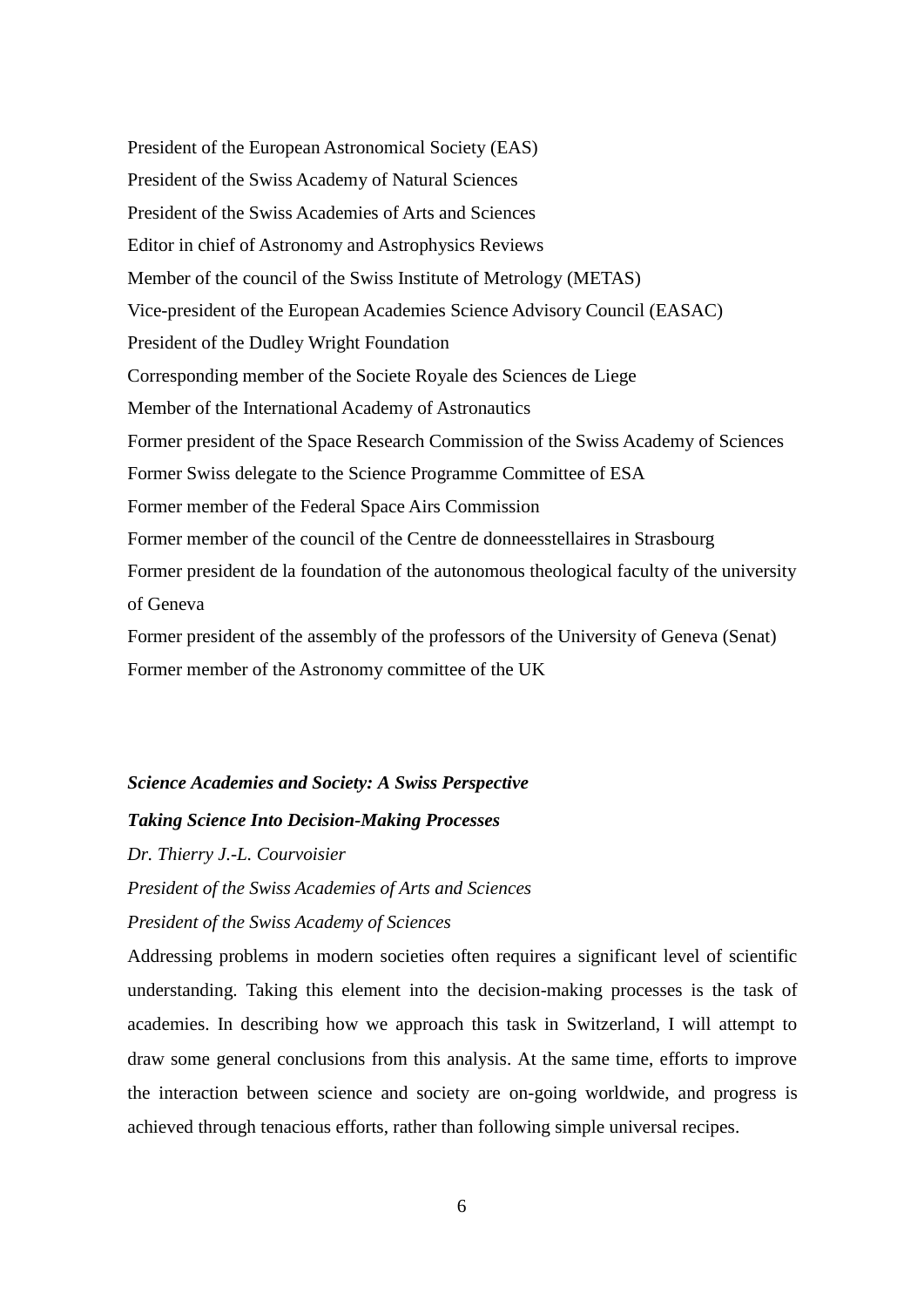President of the European Astronomical Society (EAS)

President of the Swiss Academy of Natural Sciences

President of the Swiss Academies of Arts and Sciences

Editor in chief of Astronomy and Astrophysics Reviews

Member of the council of the Swiss Institute of Metrology (METAS)

Vice-president of the European Academies Science Advisory Council (EASAC)

President of the Dudley Wright Foundation

Corresponding member of the Societe Royale des Sciences de Liege

Member of the International Academy of Astronautics

Former president of the Space Research Commission of the Swiss Academy of Sciences

Former Swiss delegate to the Science Programme Committee of ESA

Former member of the Federal Space Airs Commission

Former member of the council of the Centre de donneesstellaires in Strasbourg

Former president de la foundation of the autonomous theological faculty of the university of Geneva

Former president of the assembly of the professors of the University of Geneva (Senat)

Former member of the Astronomy committee of the UK

## *Science Academies and Society: A Swiss Perspective*

### *Taking Science Into Decision-Making Processes*

*Dr. Thierry J.-L. Courvoisier*

*President of the Swiss Academies of Arts and Sciences*

*President of the Swiss Academy of Sciences*

Addressing problems in modern societies often requires a significant level of scientific understanding. Taking this element into the decision-making processes is the task of academies. In describing how we approach this task in Switzerland, I will attempt to draw some general conclusions from this analysis. At the same time, efforts to improve the interaction between science and society are on-going worldwide, and progress is achieved through tenacious efforts, rather than following simple universal recipes.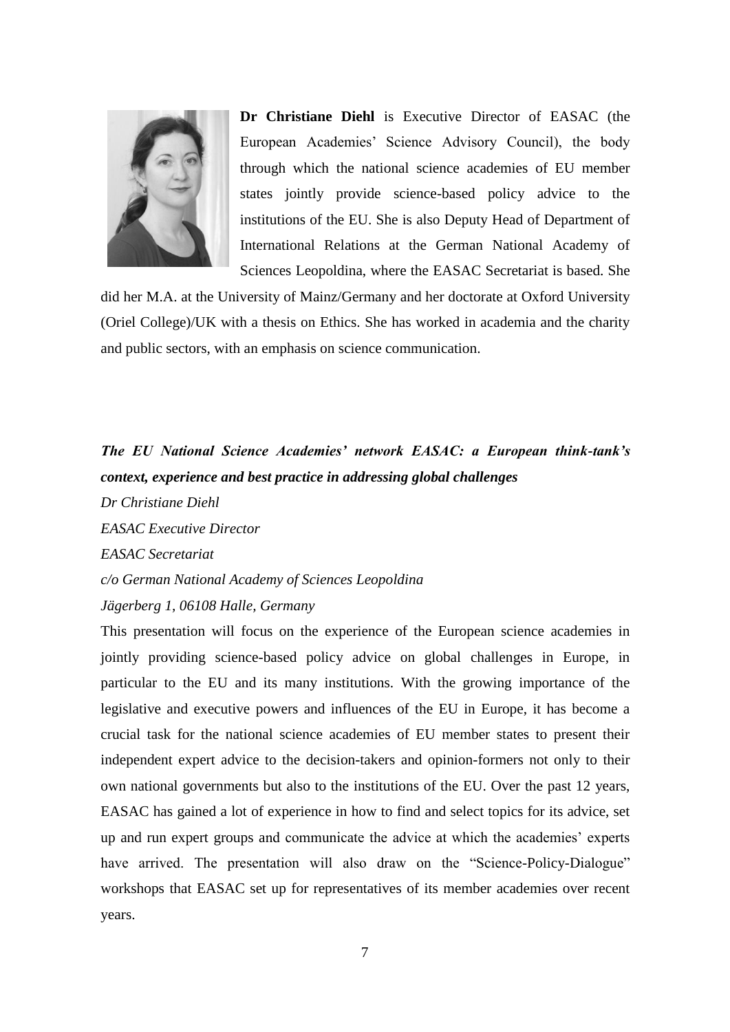**Dr Christiane Diehl** is Executive Director of EASAC (the European Academies' Science Advisory Council), the body through which the national science academies of EU member states jointly provide science-based policy advice to the institutions of the EU. She is also Deputy Head of Department of International Relations at the German National Academy of Sciences Leopoldina, where the EASAC Secretariat is based. She did her M.A. at the University of Mainz/Germany and her doctorate at Oxford University (Oriel College)/UK with a thesis on Ethics. She has worked in academia and the charity and public sectors, with an emphasis on science communication.

***The EU National Science Academies' network EASAC: a European think-tank's context, experience and best practice in addressing global challenges***

*Dr Christiane Diehl*

*EASAC Executive Director*

*EASAC Secretariat*

*c/o German National Academy of Sciences Leopoldina*

*Jägerberg 1, 06108 Halle, Germany*

This presentation will focus on the experience of the European science academies in jointly providing science-based policy advice on global challenges in Europe, in particular to the EU and its many institutions. With the growing importance of the legislative and executive powers and influences of the EU in Europe, it has become a crucial task for the national science academies of EU member states to present their independent expert advice to the decision-takers and opinion-formers not only to their own national governments but also to the institutions of the EU. Over the past 12 years, EASAC has gained a lot of experience in how to find and select topics for its advice, set up and run expert groups and communicate the advice at which the academies' experts have arrived. The presentation will also draw on the "Science-Policy-Dialogue" workshops that EASAC set up for representatives of its member academies over recent years.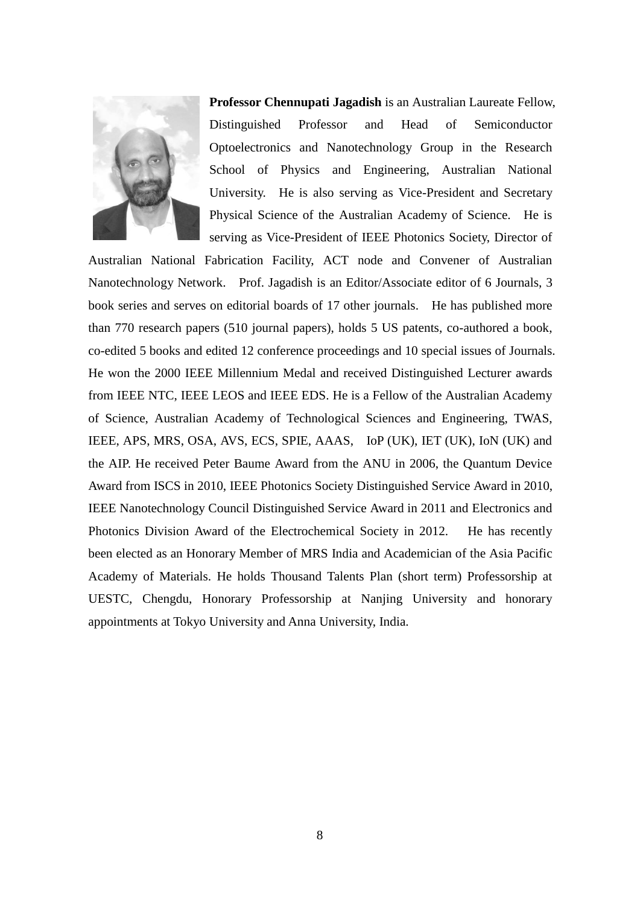**Professor Chennupati Jagadish** is an Australian Laureate Fellow, Distinguished Professor and Head of Semiconductor Optoelectronics and Nanotechnology Group in the Research School of Physics and Engineering, Australian National University. He is also serving as Vice-President and Secretary Physical Science of the Australian Academy of Science. He is serving as Vice-President of IEEE Photonics Society, Director of Australian National Fabrication Facility, ACT node and Convener of Australian Nanotechnology Network. Prof. Jagadish is an Editor/Associate editor of 6 Journals, 3 book series and serves on editorial boards of 17 other journals. He has published more than 770 research papers (510 journal papers), holds 5 US patents, co-authored a book, co-edited 5 books and edited 12 conference proceedings and 10 special issues of Journals. He won the 2000 IEEE Millennium Medal and received Distinguished Lecturer awards from IEEE NTC, IEEE LEOS and IEEE EDS. He is a Fellow of the Australian Academy of Science, Australian Academy of Technological Sciences and Engineering, TWAS, IEEE, APS, MRS, OSA, AVS, ECS, SPIE, AAAS, IoP (UK), IET (UK), IoN (UK) and the AIP. He received Peter Baume Award from the ANU in 2006, the Quantum Device Award from ISCS in 2010, IEEE Photonics Society Distinguished Service Award in 2010, IEEE Nanotechnology Council Distinguished Service Award in 2011 and Electronics and Photonics Division Award of the Electrochemical Society in 2012. He has recently been elected as an Honorary Member of MRS India and Academician of the Asia Pacific Academy of Materials. He holds Thousand Talents Plan (short term) Professorship at UESTC, Chengdu, Honorary Professorship at Nanjing University and honorary appointments at Tokyo University and Anna University, India.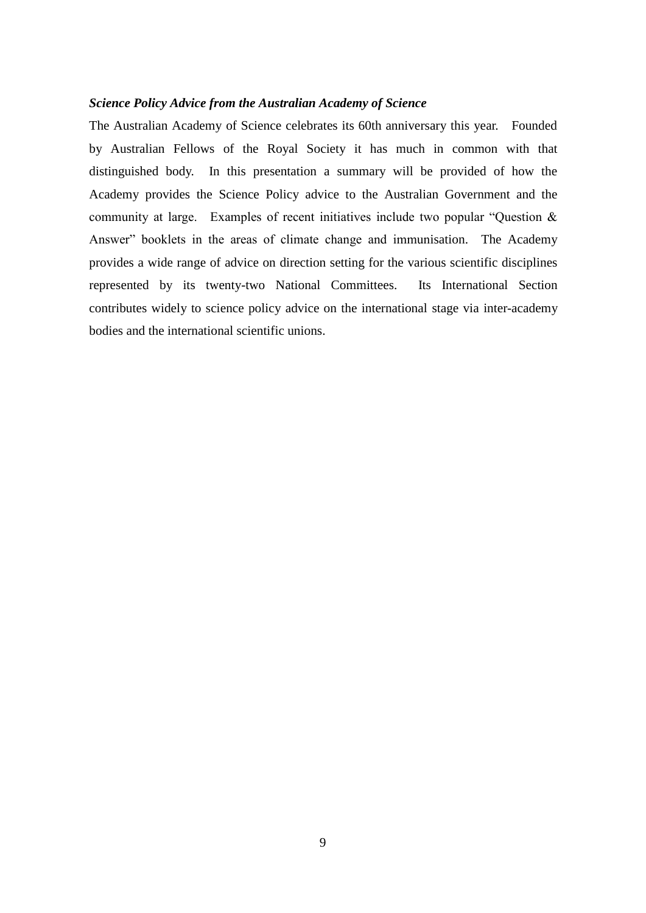***Science Policy Advice from the Australian Academy of Science***

The Australian Academy of Science celebrates its 60th anniversary this year. Founded by Australian Fellows of the Royal Society it has much in common with that distinguished body. In this presentation a summary will be provided of how the Academy provides the Science Policy advice to the Australian Government and the community at large. Examples of recent initiatives include two popular "Question & Answer" booklets in the areas of climate change and immunisation. The Academy provides a wide range of advice on direction setting for the various scientific disciplines represented by its twenty-two National Committees. Its International Section contributes widely to science policy advice on the international stage via inter-academy bodies and the international scientific unions.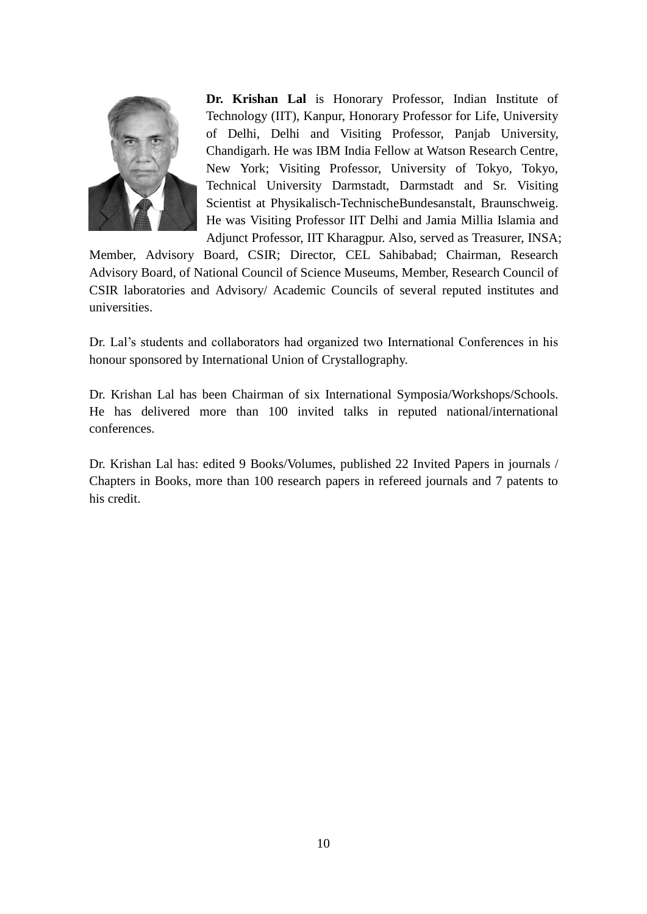**Dr. Krishan Lal** is Honorary Professor, Indian Institute of Technology (IIT), Kanpur, Honorary Professor for Life, University of Delhi, Delhi and Visiting Professor, Panjab University, Chandigarh. He was IBM India Fellow at Watson Research Centre, New York; Visiting Professor, University of Tokyo, Tokyo, Technical University Darmstadt, Darmstadt and Sr. Visiting Scientist at Physikalisch-TechnischeBundesanstalt, Braunschweig. He was Visiting Professor IIT Delhi and Jamia Millia Islamia and Adjunct Professor, IIT Kharagpur. Also, served as Treasurer, INSA; Member, Advisory Board, CSIR; Director, CEL Sahibabad; Chairman, Research Advisory Board, of National Council of Science Museums, Member, Research Council of CSIR laboratories and Advisory/ Academic Councils of several reputed institutes and universities.

Dr. Lal's students and collaborators had organized two International Conferences in his honour sponsored by International Union of Crystallography.

Dr. Krishan Lal has been Chairman of six International Symposia/Workshops/Schools. He has delivered more than 100 invited talks in reputed national/international conferences.

Dr. Krishan Lal has: edited 9 Books/Volumes, published 22 Invited Papers in journals / Chapters in Books, more than 100 research papers in refereed journals and 7 patents to his credit.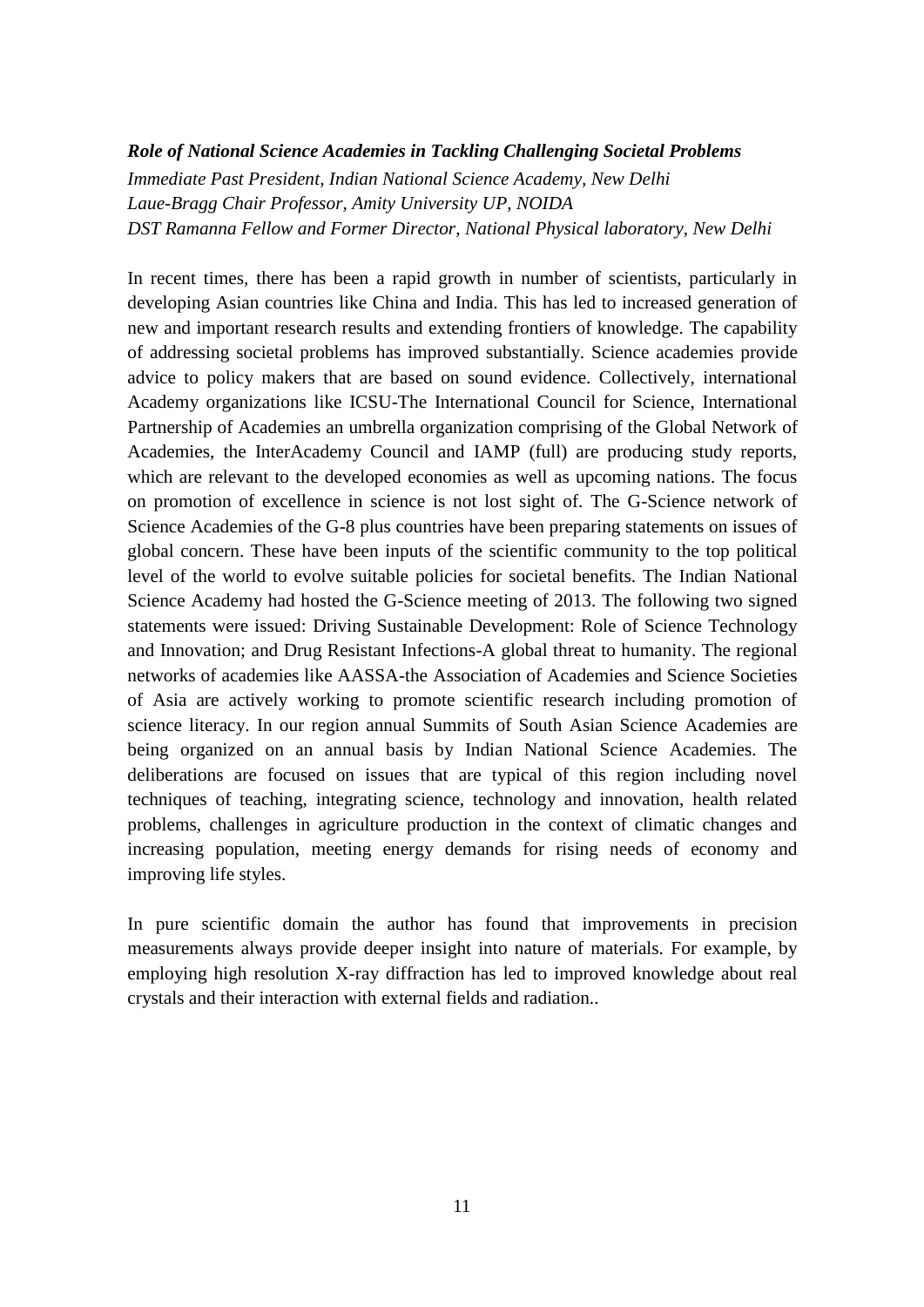***Role of National Science Academies in Tackling Challenging Societal Problems***

*Immediate Past President, Indian National Science Academy, New Delhi*
*Laue-Bragg Chair Professor, Amity University UP, NOIDA*
*DST Ramanna Fellow and Former Director, National Physical laboratory, New Delhi*

In recent times, there has been a rapid growth in number of scientists, particularly in developing Asian countries like China and India. This has led to increased generation of new and important research results and extending frontiers of knowledge. The capability of addressing societal problems has improved substantially. Science academies provide advice to policy makers that are based on sound evidence. Collectively, international Academy organizations like ICSU-The International Council for Science, International Partnership of Academies an umbrella organization comprising of the Global Network of Academies, the InterAcademy Council and IAMP (full) are producing study reports, which are relevant to the developed economies as well as upcoming nations. The focus on promotion of excellence in science is not lost sight of. The G-Science network of Science Academies of the G-8 plus countries have been preparing statements on issues of global concern. These have been inputs of the scientific community to the top political level of the world to evolve suitable policies for societal benefits. The Indian National Science Academy had hosted the G-Science meeting of 2013. The following two signed statements were issued: Driving Sustainable Development: Role of Science Technology and Innovation; and Drug Resistant Infections-A global threat to humanity. The regional networks of academies like AASSA-the Association of Academies and Science Societies of Asia are actively working to promote scientific research including promotion of science literacy. In our region annual Summits of South Asian Science Academies are being organized on an annual basis by Indian National Science Academies. The deliberations are focused on issues that are typical of this region including novel techniques of teaching, integrating science, technology and innovation, health related problems, challenges in agriculture production in the context of climatic changes and increasing population, meeting energy demands for rising needs of economy and improving life styles.

In pure scientific domain the author has found that improvements in precision measurements always provide deeper insight into nature of materials. For example, by employing high resolution X-ray diffraction has led to improved knowledge about real crystals and their interaction with external fields and radiation..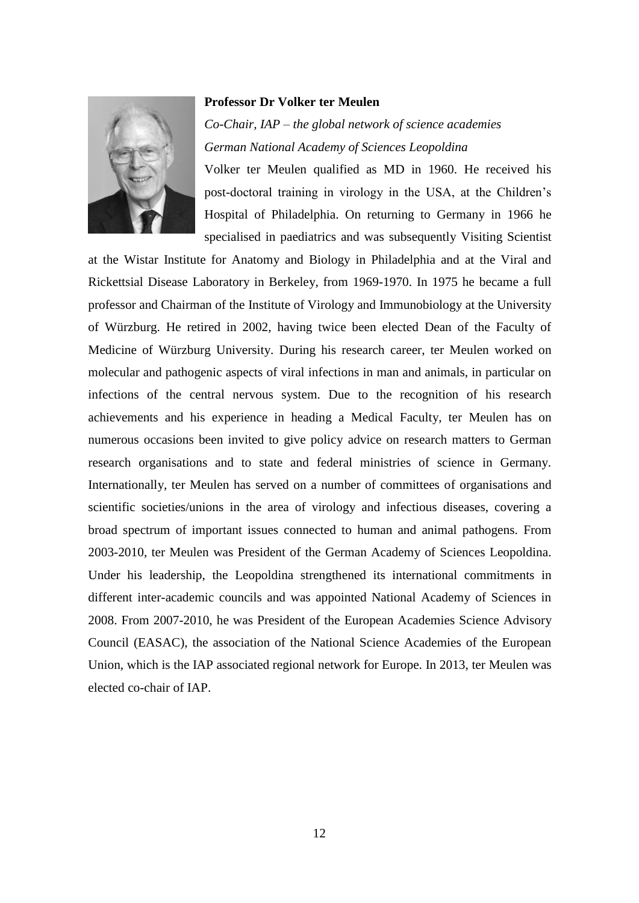**Professor Dr Volker ter Meulen**

*Co-Chair, IAP – the global network of science academies*

*German National Academy of Sciences Leopoldina*

Volker ter Meulen qualified as MD in 1960. He received his post-doctoral training in virology in the USA, at the Children's Hospital of Philadelphia. On returning to Germany in 1966 he specialised in paediatrics and was subsequently Visiting Scientist at the Wistar Institute for Anatomy and Biology in Philadelphia and at the Viral and Rickettsial Disease Laboratory in Berkeley, from 1969-1970. In 1975 he became a full professor and Chairman of the Institute of Virology and Immunobiology at the University of Würzburg. He retired in 2002, having twice been elected Dean of the Faculty of Medicine of Würzburg University. During his research career, ter Meulen worked on molecular and pathogenic aspects of viral infections in man and animals, in particular on infections of the central nervous system. Due to the recognition of his research achievements and his experience in heading a Medical Faculty, ter Meulen has on numerous occasions been invited to give policy advice on research matters to German research organisations and to state and federal ministries of science in Germany. Internationally, ter Meulen has served on a number of committees of organisations and scientific societies/unions in the area of virology and infectious diseases, covering a broad spectrum of important issues connected to human and animal pathogens. From 2003-2010, ter Meulen was President of the German Academy of Sciences Leopoldina. Under his leadership, the Leopoldina strengthened its international commitments in different inter-academic councils and was appointed National Academy of Sciences in 2008. From 2007-2010, he was President of the European Academies Science Advisory Council (EASAC), the association of the National Science Academies of the European Union, which is the IAP associated regional network for Europe. In 2013, ter Meulen was elected co-chair of IAP.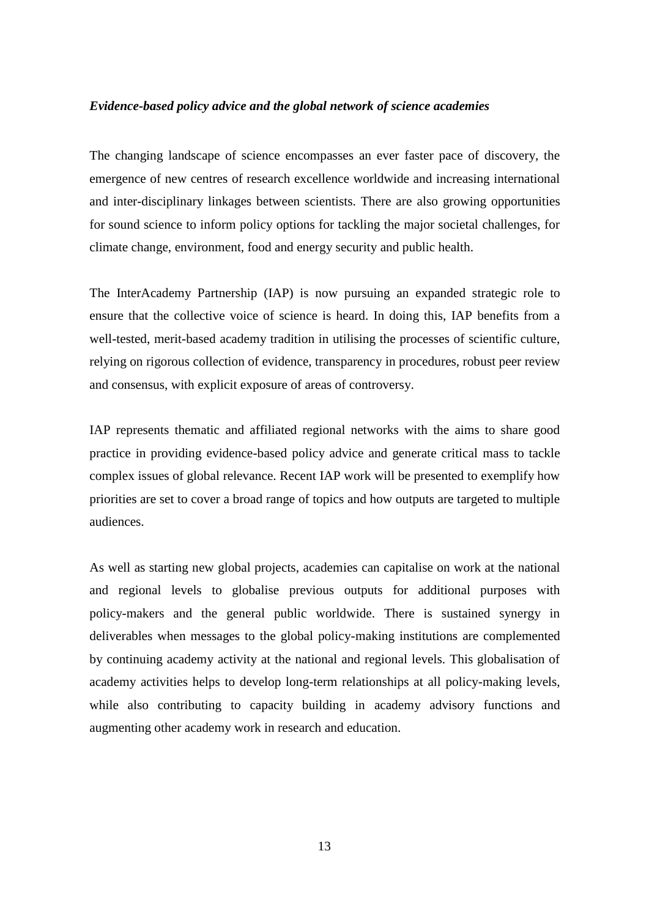*Evidence-based policy advice and the global network of science academies*

The changing landscape of science encompasses an ever faster pace of discovery, the emergence of new centres of research excellence worldwide and increasing international and inter-disciplinary linkages between scientists. There are also growing opportunities for sound science to inform policy options for tackling the major societal challenges, for climate change, environment, food and energy security and public health.

The InterAcademy Partnership (IAP) is now pursuing an expanded strategic role to ensure that the collective voice of science is heard. In doing this, IAP benefits from a well-tested, merit-based academy tradition in utilising the processes of scientific culture, relying on rigorous collection of evidence, transparency in procedures, robust peer review and consensus, with explicit exposure of areas of controversy.

IAP represents thematic and affiliated regional networks with the aims to share good practice in providing evidence-based policy advice and generate critical mass to tackle complex issues of global relevance. Recent IAP work will be presented to exemplify how priorities are set to cover a broad range of topics and how outputs are targeted to multiple audiences.

As well as starting new global projects, academies can capitalise on work at the national and regional levels to globalise previous outputs for additional purposes with policy-makers and the general public worldwide. There is sustained synergy in deliverables when messages to the global policy-making institutions are complemented by continuing academy activity at the national and regional levels. This globalisation of academy activities helps to develop long-term relationships at all policy-making levels, while also contributing to capacity building in academy advisory functions and augmenting other academy work in research and education.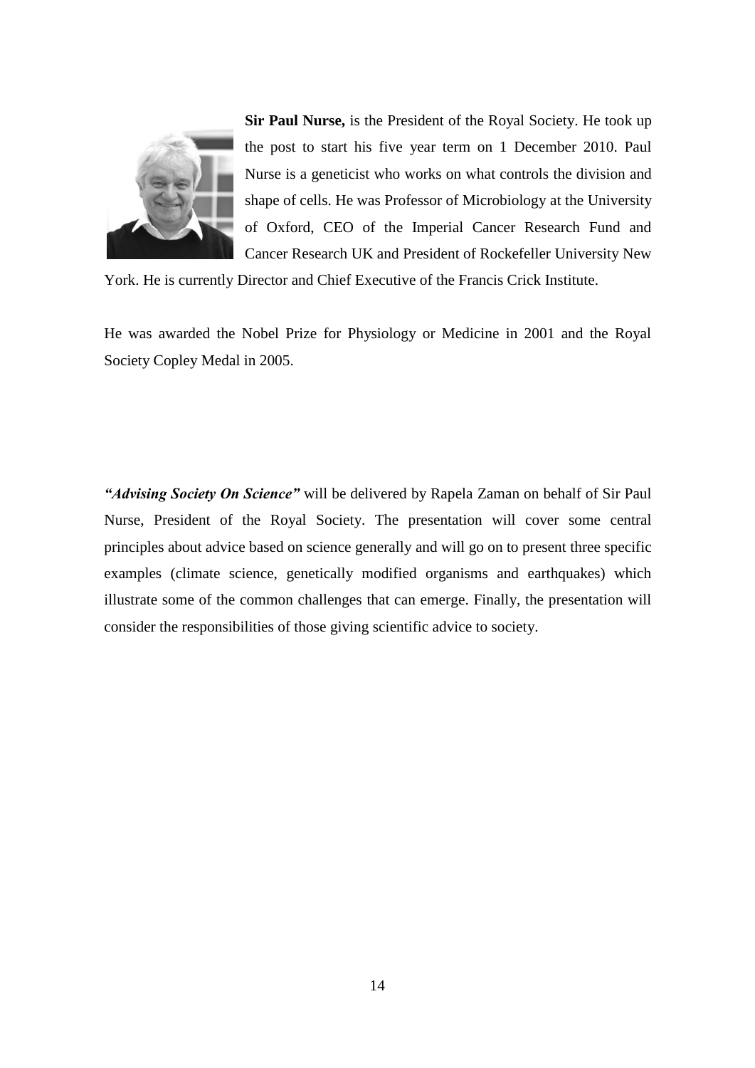**Sir Paul Nurse,** is the President of the Royal Society. He took up the post to start his five year term on 1 December 2010. Paul Nurse is a geneticist who works on what controls the division and shape of cells. He was Professor of Microbiology at the University of Oxford, CEO of the Imperial Cancer Research Fund and Cancer Research UK and President of Rockefeller University New York. He is currently Director and Chief Executive of the Francis Crick Institute.

He was awarded the Nobel Prize for Physiology or Medicine in 2001 and the Royal Society Copley Medal in 2005.

***"Advising Society On Science"*** will be delivered by Rapela Zaman on behalf of Sir Paul Nurse, President of the Royal Society. The presentation will cover some central principles about advice based on science generally and will go on to present three specific examples (climate science, genetically modified organisms and earthquakes) which illustrate some of the common challenges that can emerge. Finally, the presentation will consider the responsibilities of those giving scientific advice to society.